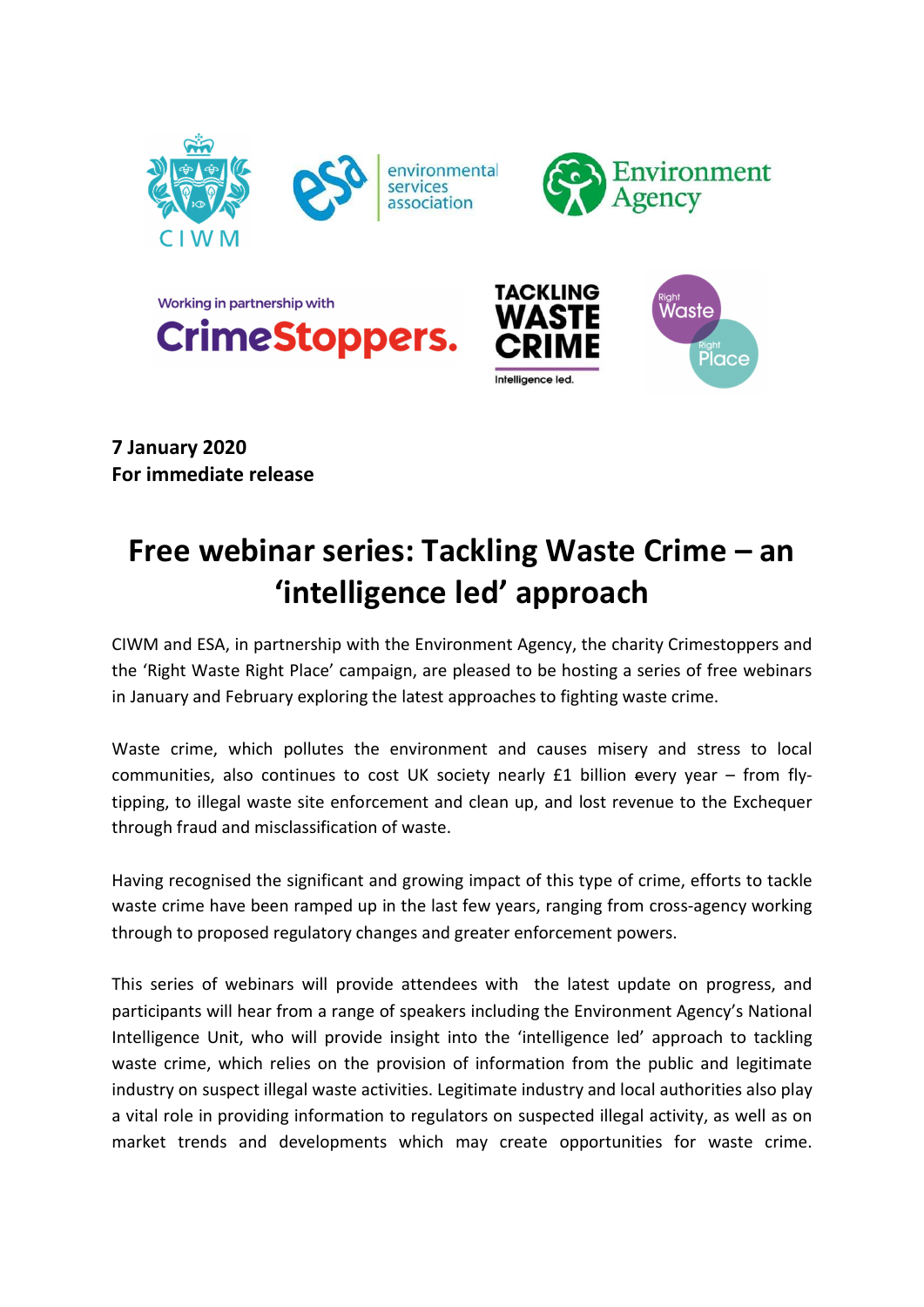**7 January 2020**
**For immediate release**

# Free webinar series: Tackling Waste Crime – an 'intelligence led' approach

CIWM and ESA, in partnership with the Environment Agency, the charity Crimestoppers and the 'Right Waste Right Place' campaign, are pleased to be hosting a series of free webinars in January and February exploring the latest approaches to fighting waste crime.

Waste crime, which pollutes the environment and causes misery and stress to local communities, also continues to cost UK society nearly £1 billion every year – from fly-tipping, to illegal waste site enforcement and clean up, and lost revenue to the Exchequer through fraud and misclassification of waste.

Having recognised the significant and growing impact of this type of crime, efforts to tackle waste crime have been ramped up in the last few years, ranging from cross-agency working through to proposed regulatory changes and greater enforcement powers.

This series of webinars will provide attendees with the latest update on progress, and participants will hear from a range of speakers including the Environment Agency's National Intelligence Unit, who will provide insight into the 'intelligence led' approach to tackling waste crime, which relies on the provision of information from the public and legitimate industry on suspect illegal waste activities. Legitimate industry and local authorities also play a vital role in providing information to regulators on suspected illegal activity, as well as on market trends and developments which may create opportunities for waste crime.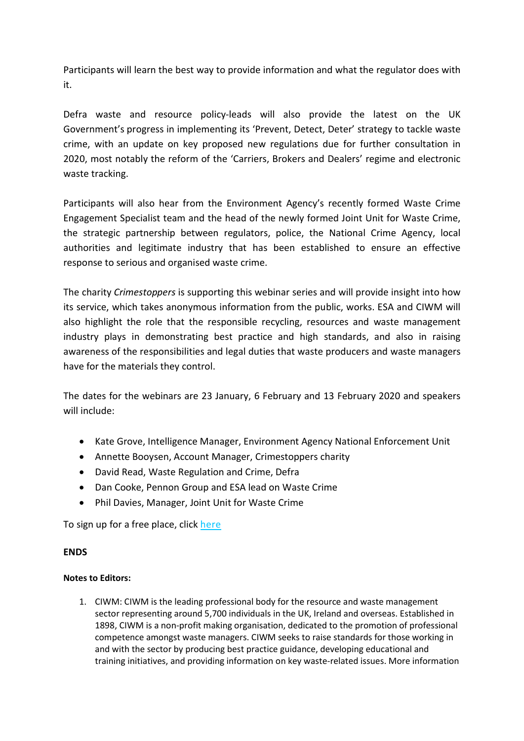Participants will learn the best way to provide information and what the regulator does with it.

Defra waste and resource policy-leads will also provide the latest on the UK Government's progress in implementing its 'Prevent, Detect, Deter' strategy to tackle waste crime, with an update on key proposed new regulations due for further consultation in 2020, most notably the reform of the 'Carriers, Brokers and Dealers' regime and electronic waste tracking.

Participants will also hear from the Environment Agency's recently formed Waste Crime Engagement Specialist team and the head of the newly formed Joint Unit for Waste Crime, the strategic partnership between regulators, police, the National Crime Agency, local authorities and legitimate industry that has been established to ensure an effective response to serious and organised waste crime.

The charity *Crimestoppers* is supporting this webinar series and will provide insight into how its service, which takes anonymous information from the public, works. ESA and CIWM will also highlight the role that the responsible recycling, resources and waste management industry plays in demonstrating best practice and high standards, and also in raising awareness of the responsibilities and legal duties that waste producers and waste managers have for the materials they control.

The dates for the webinars are 23 January, 6 February and 13 February 2020 and speakers will include:

- Kate Grove, Intelligence Manager, Environment Agency National Enforcement Unit
- Annette Booysen, Account Manager, Crimestoppers charity
- David Read, Waste Regulation and Crime, Defra
- Dan Cooke, Pennon Group and ESA lead on Waste Crime
- Phil Davies, Manager, Joint Unit for Waste Crime

To sign up for a free place, click here

**ENDS**

**Notes to Editors:**

1. CIWM: CIWM is the leading professional body for the resource and waste management sector representing around 5,700 individuals in the UK, Ireland and overseas. Established in 1898, CIWM is a non-profit making organisation, dedicated to the promotion of professional competence amongst waste managers. CIWM seeks to raise standards for those working in and with the sector by producing best practice guidance, developing educational and training initiatives, and providing information on key waste-related issues. More information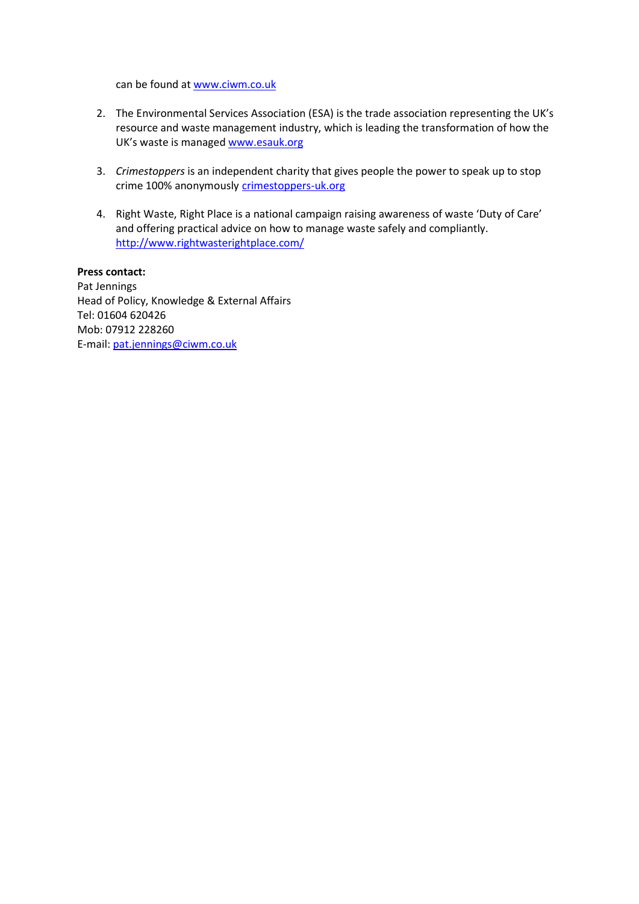can be found at www.ciwm.co.uk

2. The Environmental Services Association (ESA) is the trade association representing the UK's resource and waste management industry, which is leading the transformation of how the UK's waste is managed www.esauk.org

3. *Crimestoppers* is an independent charity that gives people the power to speak up to stop crime 100% anonymously crimestoppers-uk.org

4. Right Waste, Right Place is a national campaign raising awareness of waste 'Duty of Care' and offering practical advice on how to manage waste safely and compliantly. http://www.rightwasterightplace.com/

**Press contact:**
Pat Jennings
Head of Policy, Knowledge & External Affairs
Tel: 01604 620426
Mob: 07912 228260
E-mail: pat.jennings@ciwm.co.uk